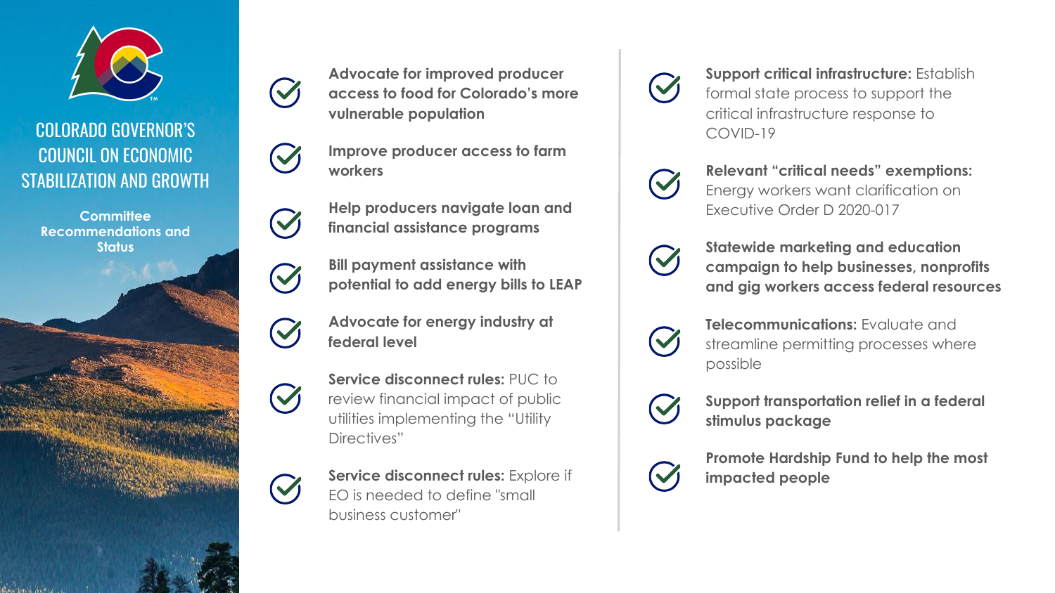# COLORADO GOVERNOR'S COUNCIL ON ECONOMIC STABILIZATION AND GROWTH

**Committee Recommendations and Status**

- ✓ **Advocate for improved producer access to food for Colorado's more vulnerable population**
- ✓ **Improve producer access to farm workers**
- ✓ **Help producers navigate loan and financial assistance programs**
- ✓ **Bill payment assistance with potential to add energy bills to LEAP**
- ✓ **Advocate for energy industry at federal level**
- ✓ **Service disconnect rules:** PUC to review financial impact of public utilities implementing the "Utility Directives"
- ✓ **Service disconnect rules:** Explore if EO is needed to define "small business customer"
- ✓ **Support critical infrastructure:** Establish formal state process to support the critical infrastructure response to COVID-19
- ✓ **Relevant "critical needs" exemptions:** Energy workers want clarification on Executive Order D 2020-017
- ✓ **Statewide marketing and education campaign to help businesses, nonprofits and gig workers access federal resources**
- ✓ **Telecommunications:** Evaluate and streamline permitting processes where possible
- ✓ **Support transportation relief in a federal stimulus package**
- ✓ **Promote Hardship Fund to help the most impacted people**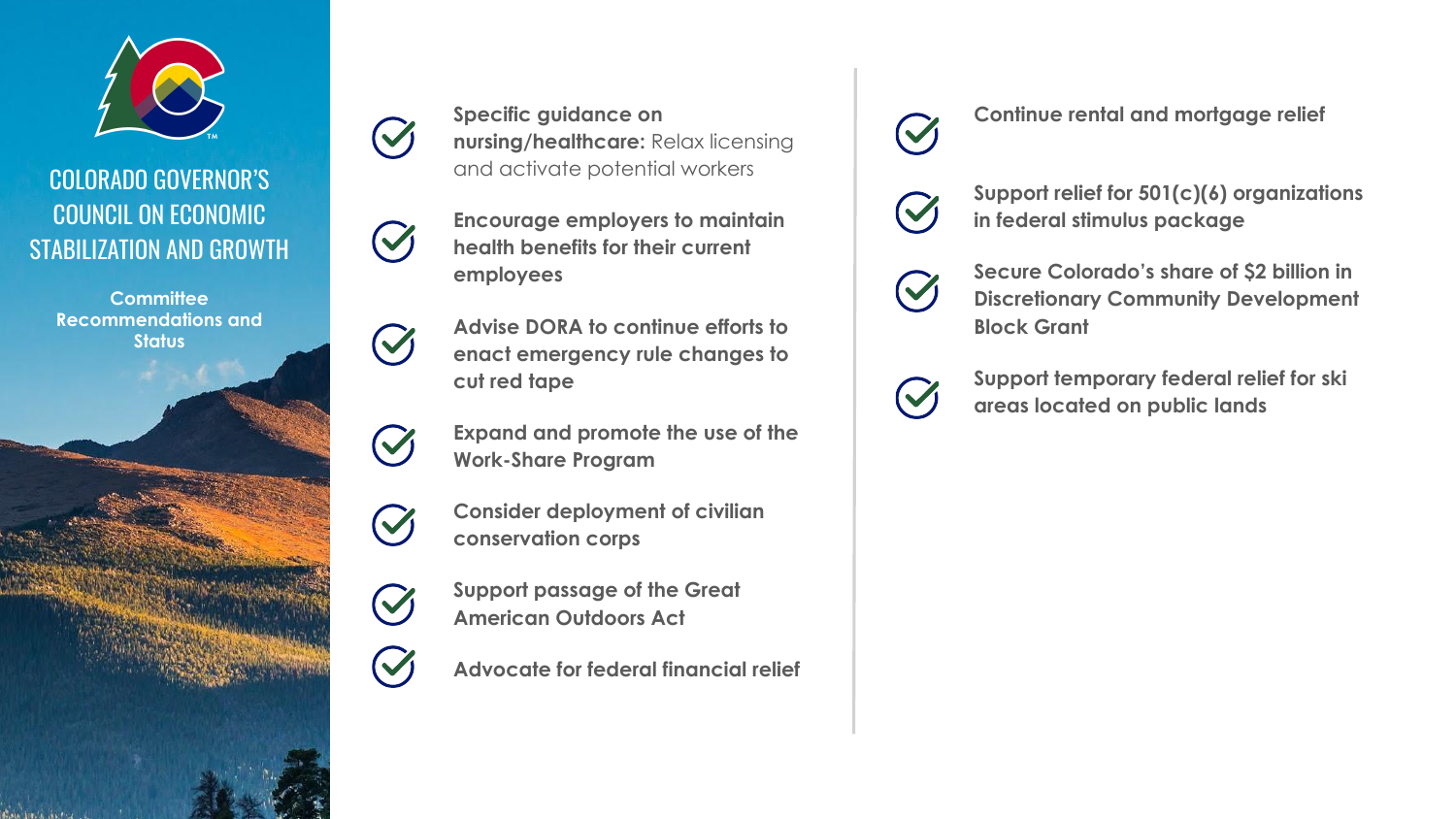# COLORADO GOVERNOR'S COUNCIL ON ECONOMIC STABILIZATION AND GROWTH

**Committee Recommendations and Status**

- **Specific guidance on nursing/healthcare:** Relax licensing and activate potential workers
- **Encourage employers to maintain health benefits for their current employees**
- **Advise DORA to continue efforts to enact emergency rule changes to cut red tape**
- **Expand and promote the use of the Work-Share Program**
- **Consider deployment of civilian conservation corps**
- **Support passage of the Great American Outdoors Act**
- **Advocate for federal financial relief**
- **Continue rental and mortgage relief**
- **Support relief for 501(c)(6) organizations in federal stimulus package**
- **Secure Colorado's share of $2 billion in Discretionary Community Development Block Grant**
- **Support temporary federal relief for ski areas located on public lands**